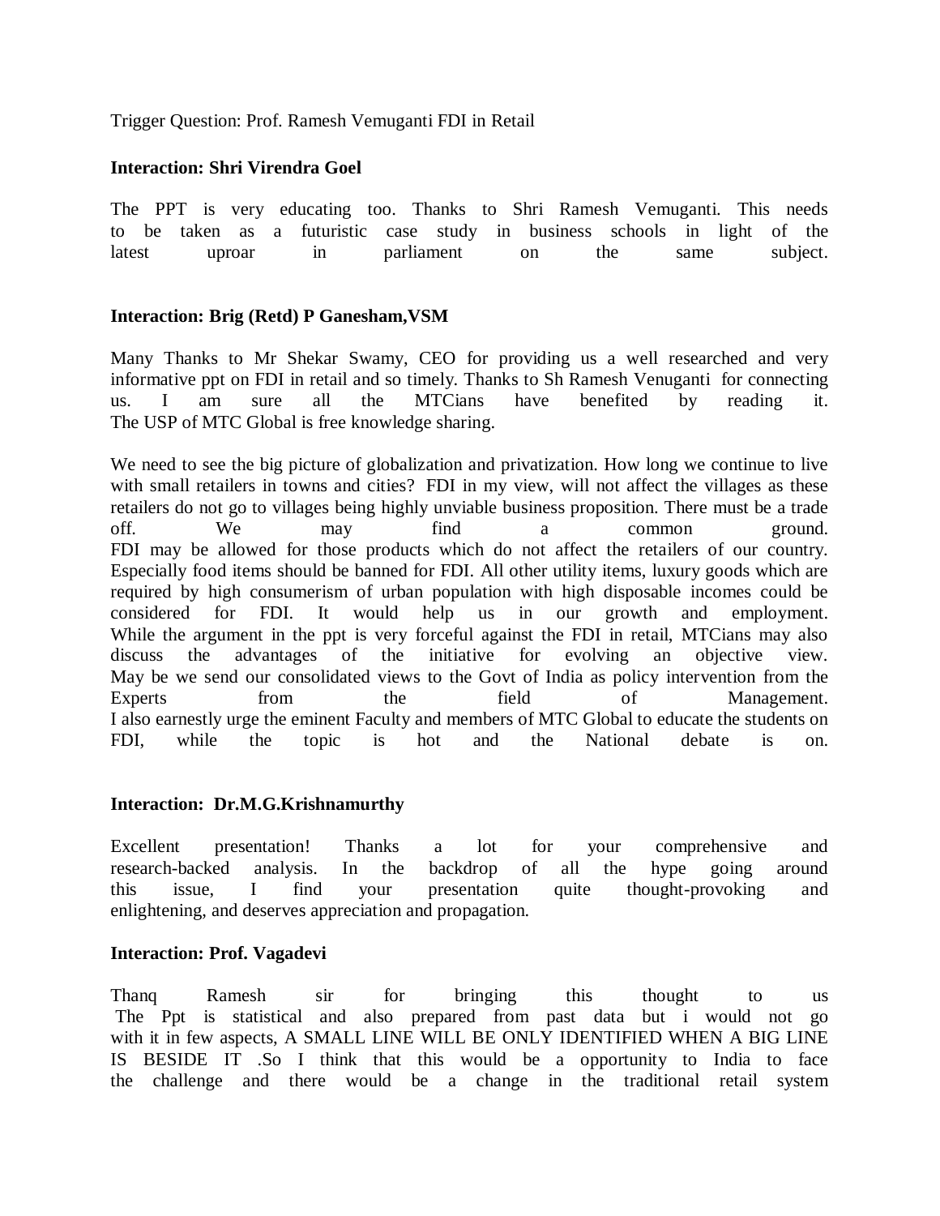Trigger Question: Prof. Ramesh Vemuganti FDI in Retail

**Interaction: Shri Virendra Goel**

The PPT is very educating too. Thanks to Shri Ramesh Vemuganti. This needs to be taken as a futuristic case study in business schools in light of the latest uproar in parliament on the same subject.

**Interaction: Brig (Retd) P Ganesham,VSM**

Many Thanks to Mr Shekar Swamy, CEO for providing us a well researched and very informative ppt on FDI in retail and so timely. Thanks to Sh Ramesh Venuganti for connecting us. I am sure all the MTCians have benefited by reading it. The USP of MTC Global is free knowledge sharing.

We need to see the big picture of globalization and privatization. How long we continue to live with small retailers in towns and cities? FDI in my view, will not affect the villages as these retailers do not go to villages being highly unviable business proposition. There must be a trade off. We may find a common ground. FDI may be allowed for those products which do not affect the retailers of our country. Especially food items should be banned for FDI. All other utility items, luxury goods which are required by high consumerism of urban population with high disposable incomes could be considered for FDI. It would help us in our growth and employment. While the argument in the ppt is very forceful against the FDI in retail, MTCians may also discuss the advantages of the initiative for evolving an objective view. May be we send our consolidated views to the Govt of India as policy intervention from the Experts from the field of Management. I also earnestly urge the eminent Faculty and members of MTC Global to educate the students on FDI, while the topic is hot and the National debate is on.

**Interaction: Dr.M.G.Krishnamurthy**

Excellent presentation! Thanks a lot for your comprehensive and research-backed analysis. In the backdrop of all the hype going around this issue, I find your presentation quite thought-provoking and enlightening, and deserves appreciation and propagation.

**Interaction: Prof. Vagadevi**

Thanq Ramesh sir for bringing this thought to us The Ppt is statistical and also prepared from past data but i would not go with it in few aspects, A SMALL LINE WILL BE ONLY IDENTIFIED WHEN A BIG LINE IS BESIDE IT .So I think that this would be a opportunity to India to face the challenge and there would be a change in the traditional retail system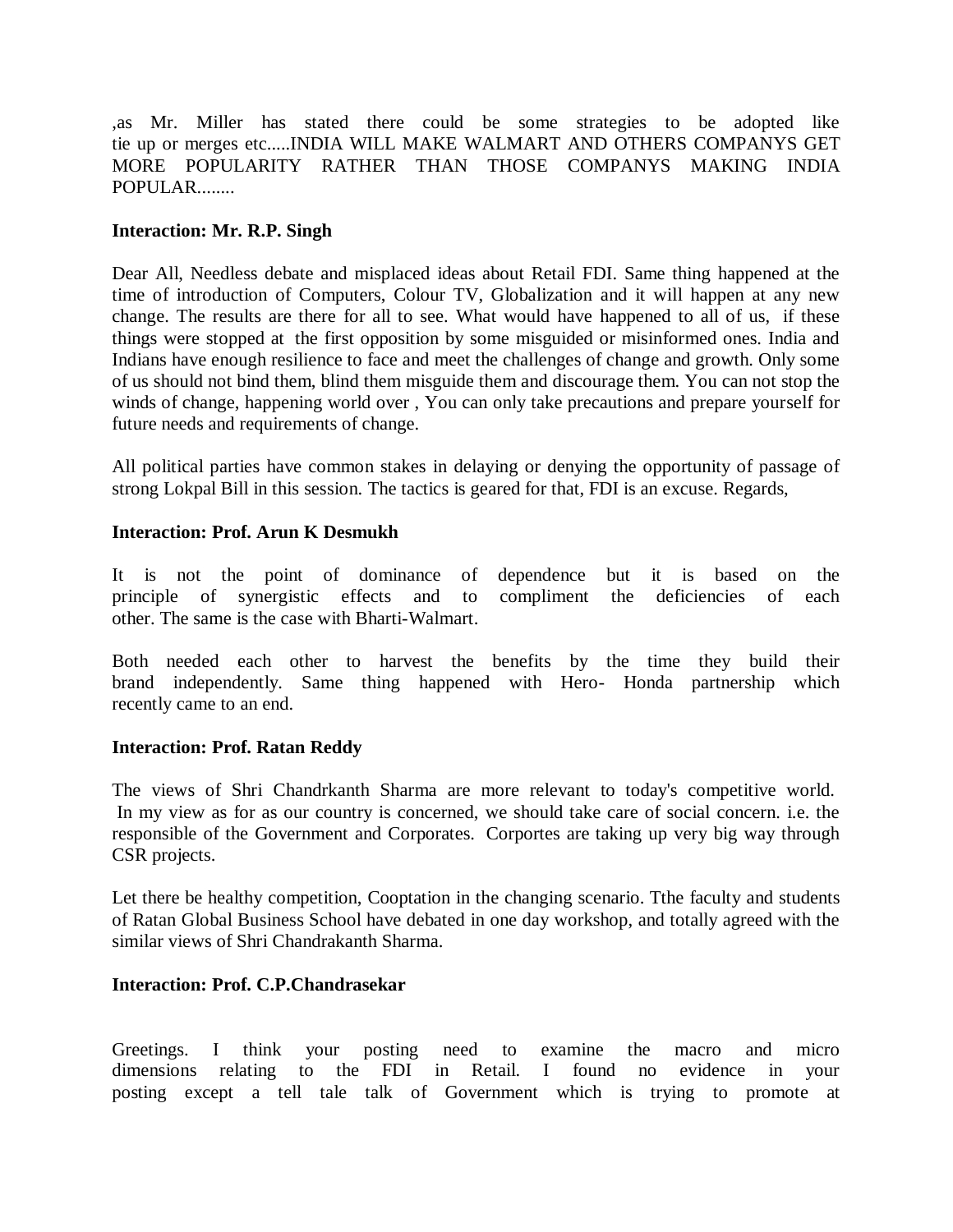,as Mr. Miller has stated there could be some strategies to be adopted like tie up or merges etc.....INDIA WILL MAKE WALMART AND OTHERS COMPANYS GET MORE POPULARITY RATHER THAN THOSE COMPANYS MAKING INDIA POPULAR........

**Interaction: Mr. R.P. Singh**

Dear All, Needless debate and misplaced ideas about Retail FDI. Same thing happened at the time of introduction of Computers, Colour TV, Globalization and it will happen at any new change. The results are there for all to see. What would have happened to all of us, if these things were stopped at the first opposition by some misguided or misinformed ones. India and Indians have enough resilience to face and meet the challenges of change and growth. Only some of us should not bind them, blind them misguide them and discourage them. You can not stop the winds of change, happening world over , You can only take precautions and prepare yourself for future needs and requirements of change.

All political parties have common stakes in delaying or denying the opportunity of passage of strong Lokpal Bill in this session. The tactics is geared for that, FDI is an excuse. Regards,

**Interaction: Prof. Arun K Desmukh**

It is not the point of dominance of dependence but it is based on the principle of synergistic effects and to compliment the deficiencies of each other. The same is the case with Bharti-Walmart.

Both needed each other to harvest the benefits by the time they build their brand independently. Same thing happened with Hero- Honda partnership which recently came to an end.

**Interaction: Prof. Ratan Reddy**

The views of Shri Chandrkanth Sharma are more relevant to today's competitive world. In my view as for as our country is concerned, we should take care of social concern. i.e. the responsible of the Government and Corporates. Corportes are taking up very big way through CSR projects.

Let there be healthy competition, Cooptation in the changing scenario. Tthe faculty and students of Ratan Global Business School have debated in one day workshop, and totally agreed with the similar views of Shri Chandrakanth Sharma.

**Interaction: Prof. C.P.Chandrasekar**

Greetings. I think your posting need to examine the macro and micro dimensions relating to the FDI in Retail. I found no evidence in your posting except a tell tale talk of Government which is trying to promote at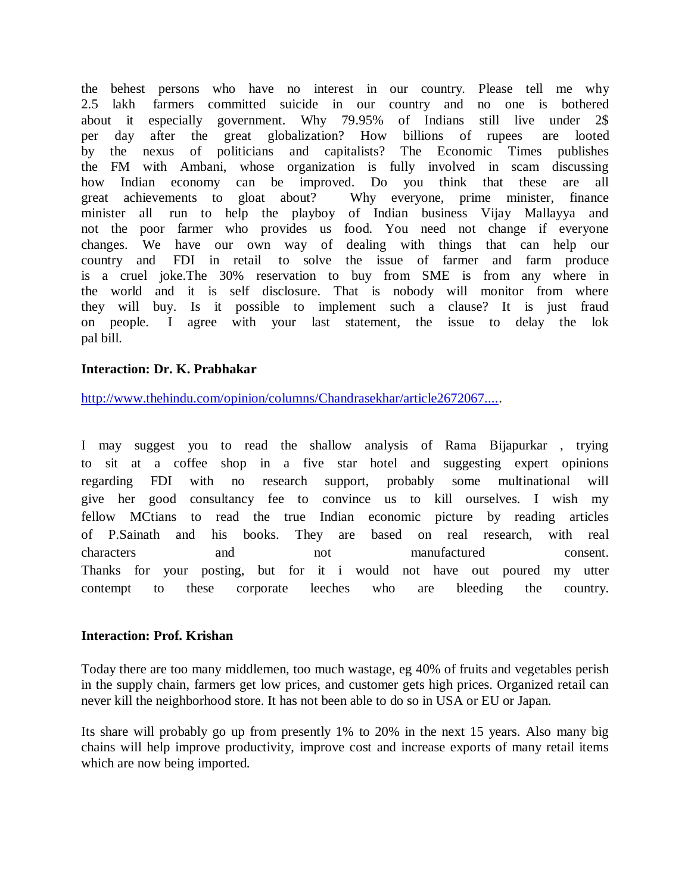the behest persons who have no interest in our country. Please tell me why 2.5 lakh farmers committed suicide in our country and no one is bothered about it especially government. Why 79.95% of Indians still live under 2$ per day after the great globalization? How billions of rupees are looted by the nexus of politicians and capitalists? The Economic Times publishes the FM with Ambani, whose organization is fully involved in scam discussing how Indian economy can be improved. Do you think that these are all great achievements to gloat about? Why everyone, prime minister, finance minister all run to help the playboy of Indian business Vijay Mallayya and not the poor farmer who provides us food. You need not change if everyone changes. We have our own way of dealing with things that can help our country and FDI in retail to solve the issue of farmer and farm produce is a cruel joke.The 30% reservation to buy from SME is from any where in the world and it is self disclosure. That is nobody will monitor from where they will buy. Is it possible to implement such a clause? It is just fraud on people. I agree with your last statement, the issue to delay the lok pal bill.

**Interaction: Dr. K. Prabhakar**

http://www.thehindu.com/opinion/columns/Chandrasekhar/article2672067.....

I may suggest you to read the shallow analysis of Rama Bijapurkar , trying to sit at a coffee shop in a five star hotel and suggesting expert opinions regarding FDI with no research support, probably some multinational will give her good consultancy fee to convince us to kill ourselves. I wish my fellow MCtians to read the true Indian economic picture by reading articles of P.Sainath and his books. They are based on real research, with real characters and not manufactured consent.
Thanks for your posting, but for it i would not have out poured my utter contempt to these corporate leeches who are bleeding the country.

**Interaction: Prof. Krishan**

Today there are too many middlemen, too much wastage, eg 40% of fruits and vegetables perish in the supply chain, farmers get low prices, and customer gets high prices. Organized retail can never kill the neighborhood store. It has not been able to do so in USA or EU or Japan.

Its share will probably go up from presently 1% to 20% in the next 15 years. Also many big chains will help improve productivity, improve cost and increase exports of many retail items which are now being imported.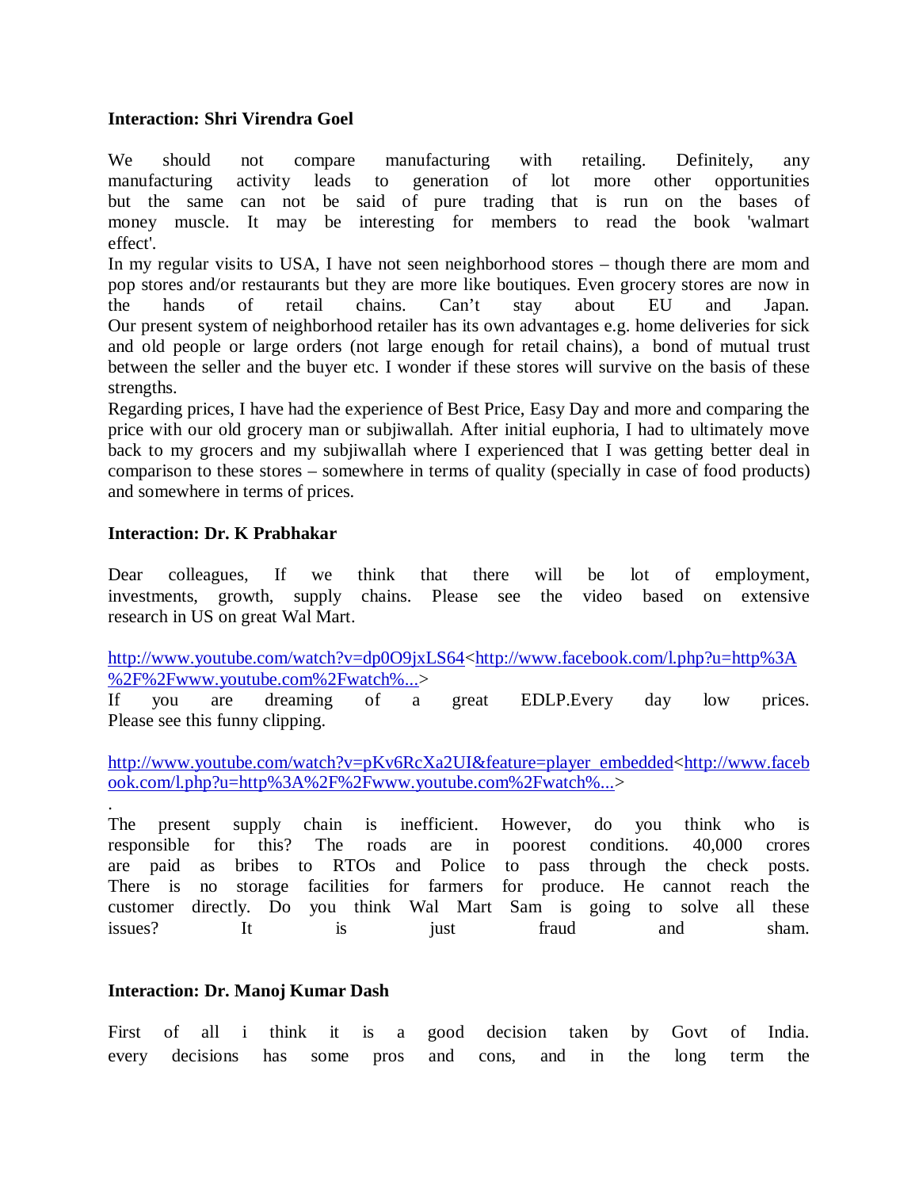**Interaction: Shri Virendra Goel**

We should not compare manufacturing with retailing. Definitely, any manufacturing activity leads to generation of lot more other opportunities but the same can not be said of pure trading that is run on the bases of money muscle. It may be interesting for members to read the book 'walmart effect'.

In my regular visits to USA, I have not seen neighborhood stores – though there are mom and pop stores and/or restaurants but they are more like boutiques. Even grocery stores are now in the hands of retail chains. Can't stay about EU and Japan. Our present system of neighborhood retailer has its own advantages e.g. home deliveries for sick and old people or large orders (not large enough for retail chains), a bond of mutual trust between the seller and the buyer etc. I wonder if these stores will survive on the basis of these strengths.

Regarding prices, I have had the experience of Best Price, Easy Day and more and comparing the price with our old grocery man or subjiwallah. After initial euphoria, I had to ultimately move back to my grocers and my subjiwallah where I experienced that I was getting better deal in comparison to these stores – somewhere in terms of quality (specially in case of food products) and somewhere in terms of prices.

**Interaction: Dr. K Prabhakar**

Dear colleagues, If we think that there will be lot of employment, investments, growth, supply chains. Please see the video based on extensive research in US on great Wal Mart.

http://www.youtube.com/watch?v=dp0O9jxLS64<http://www.facebook.com/l.php?u=http%3A%2F%2Fwww.youtube.com%2Fwatch%...>

If you are dreaming of a great EDLP.Every day low prices. Please see this funny clipping.

http://www.youtube.com/watch?v=pKv6RcXa2UI&feature=player_embedded<http://www.facebook.com/l.php?u=http%3A%2F%2Fwww.youtube.com%2Fwatch%...>

.

The present supply chain is inefficient. However, do you think who is responsible for this? The roads are in poorest conditions. 40,000 crores are paid as bribes to RTOs and Police to pass through the check posts. There is no storage facilities for farmers for produce. He cannot reach the customer directly. Do you think Wal Mart Sam is going to solve all these issues? It is just fraud and sham.

**Interaction: Dr. Manoj Kumar Dash**

First of all i think it is a good decision taken by Govt of India. every decisions has some pros and cons, and in the long term the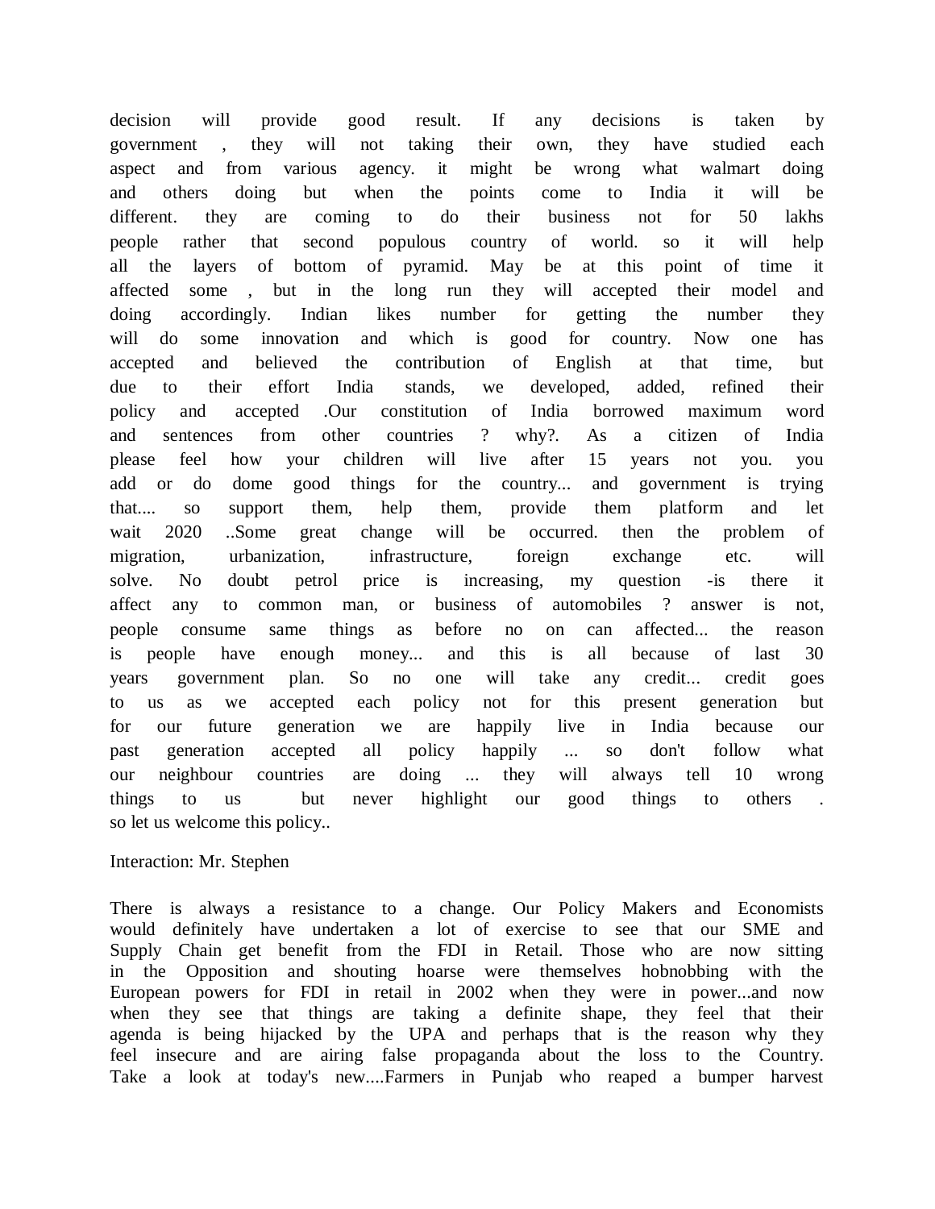decision will provide good result. If any decisions is taken by government , they will not taking their own, they have studied each aspect and from various agency. it might be wrong what walmart doing and others doing but when the points come to India it will be different. they are coming to do their business not for 50 lakhs people rather that second populous country of world. so it will help all the layers of bottom of pyramid. May be at this point of time it affected some , but in the long run they will accepted their model and doing accordingly. Indian likes number for getting the number they will do some innovation and which is good for country. Now one has accepted and believed the contribution of English at that time, but due to their effort India stands, we developed, added, refined their policy and accepted .Our constitution of India borrowed maximum word and sentences from other countries ? why?. As a citizen of India please feel how your children will live after 15 years not you. you add or do dome good things for the country... and government is trying that.... so support them, help them, provide them platform and let wait 2020 ..Some great change will be occurred. then the problem of migration, urbanization, infrastructure, foreign exchange etc. will solve. No doubt petrol price is increasing, my question -is there it affect any to common man, or business of automobiles ? answer is not, people consume same things as before no on can affected... the reason is people have enough money... and this is all because of last 30 years government plan. So no one will take any credit... credit goes to us as we accepted each policy not for this present generation but for our future generation we are happily live in India because our past generation accepted all policy happily ... so don't follow what our neighbour countries are doing ... they will always tell 10 wrong things to us but never highlight our good things to others . so let us welcome this policy..

Interaction: Mr. Stephen

There is always a resistance to a change. Our Policy Makers and Economists would definitely have undertaken a lot of exercise to see that our SME and Supply Chain get benefit from the FDI in Retail. Those who are now sitting in the Opposition and shouting hoarse were themselves hobnobbing with the European powers for FDI in retail in 2002 when they were in power...and now when they see that things are taking a definite shape, they feel that their agenda is being hijacked by the UPA and perhaps that is the reason why they feel insecure and are airing false propaganda about the loss to the Country. Take a look at today's new....Farmers in Punjab who reaped a bumper harvest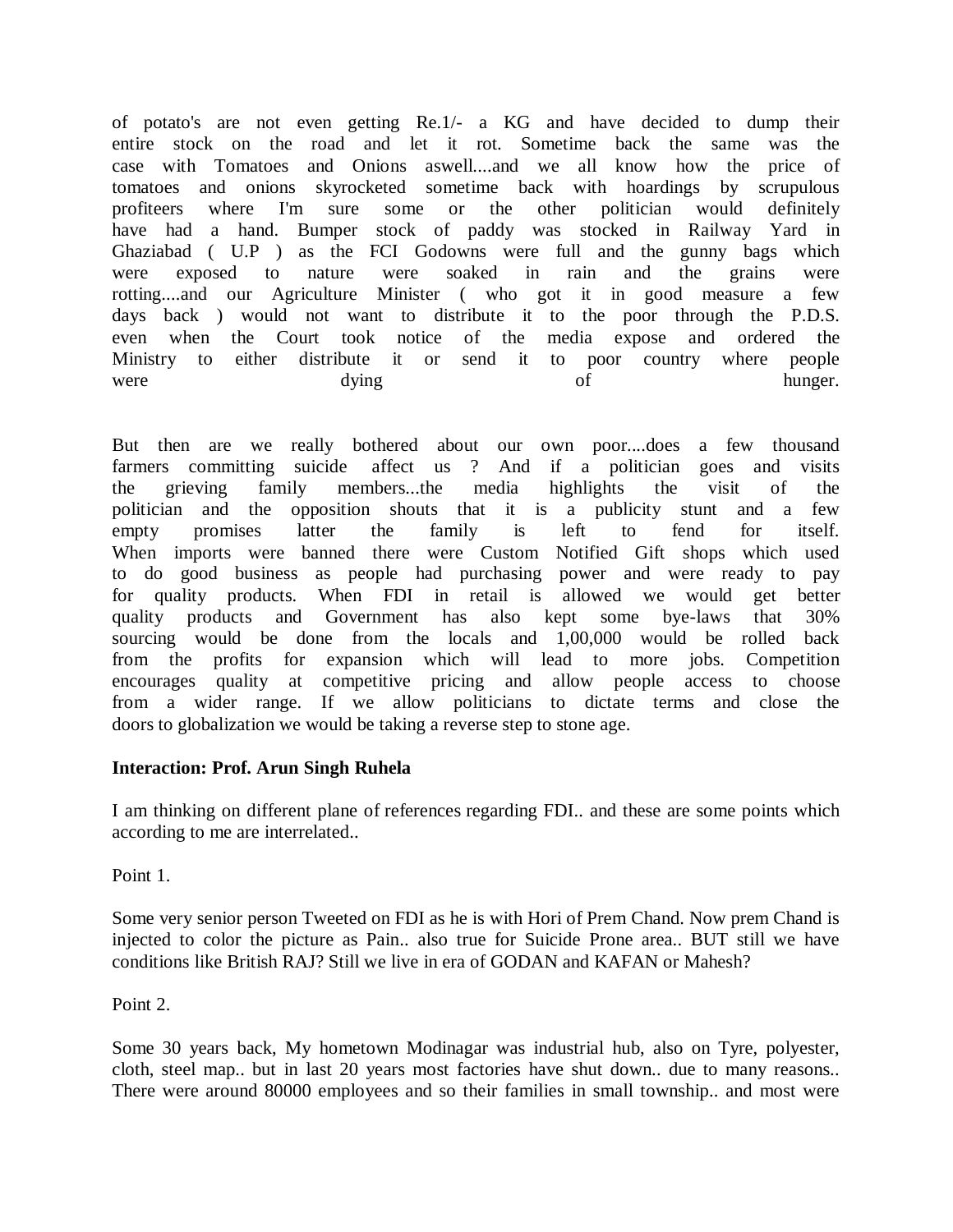of potato's are not even getting Re.1/- a KG and have decided to dump their entire stock on the road and let it rot. Sometime back the same was the case with Tomatoes and Onions aswell....and we all know how the price of tomatoes and onions skyrocketed sometime back with hoardings by scrupulous profiteers where I'm sure some or the other politician would definitely have had a hand. Bumper stock of paddy was stocked in Railway Yard in Ghaziabad ( U.P ) as the FCI Godowns were full and the gunny bags which were exposed to nature were soaked in rain and the grains were rotting....and our Agriculture Minister ( who got it in good measure a few days back ) would not want to distribute it to the poor through the P.D.S. even when the Court took notice of the media expose and ordered the Ministry to either distribute it or send it to poor country where people were dying of hunger.

But then are we really bothered about our own poor....does a few thousand farmers committing suicide affect us ? And if a politician goes and visits the grieving family members...the media highlights the visit of the politician and the opposition shouts that it is a publicity stunt and a few empty promises latter the family is left to fend for itself. When imports were banned there were Custom Notified Gift shops which used to do good business as people had purchasing power and were ready to pay for quality products. When FDI in retail is allowed we would get better quality products and Government has also kept some bye-laws that 30% sourcing would be done from the locals and 1,00,000 would be rolled back from the profits for expansion which will lead to more jobs. Competition encourages quality at competitive pricing and allow people access to choose from a wider range. If we allow politicians to dictate terms and close the doors to globalization we would be taking a reverse step to stone age.

**Interaction: Prof. Arun Singh Ruhela**

I am thinking on different plane of references regarding FDI.. and these are some points which according to me are interrelated..

Point 1.

Some very senior person Tweeted on FDI as he is with Hori of Prem Chand. Now prem Chand is injected to color the picture as Pain.. also true for Suicide Prone area.. BUT still we have conditions like British RAJ? Still we live in era of GODAN and KAFAN or Mahesh?

Point 2.

Some 30 years back, My hometown Modinagar was industrial hub, also on Tyre, polyester, cloth, steel map.. but in last 20 years most factories have shut down.. due to many reasons.. There were around 80000 employees and so their families in small township.. and most were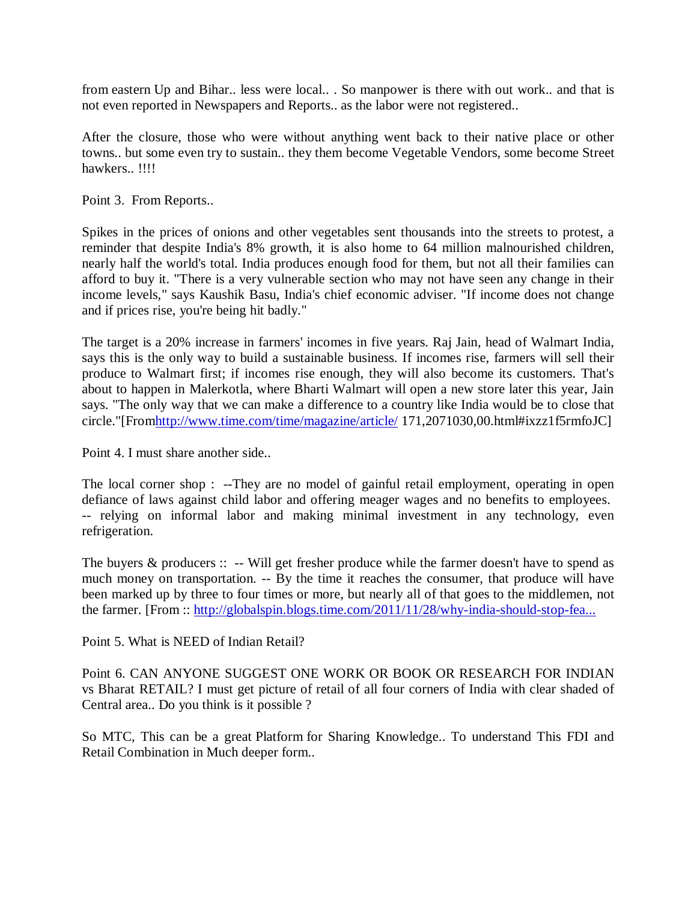from eastern Up and Bihar.. less were local.. . So manpower is there with out work.. and that is not even reported in Newspapers and Reports.. as the labor were not registered..

After the closure, those who were without anything went back to their native place or other towns.. but some even try to sustain.. they them become Vegetable Vendors, some become Street hawkers.. !!!!

Point 3. From Reports..

Spikes in the prices of onions and other vegetables sent thousands into the streets to protest, a reminder that despite India's 8% growth, it is also home to 64 million malnourished children, nearly half the world's total. India produces enough food for them, but not all their families can afford to buy it. "There is a very vulnerable section who may not have seen any change in their income levels," says Kaushik Basu, India's chief economic adviser. "If income does not change and if prices rise, you're being hit badly."

The target is a 20% increase in farmers' incomes in five years. Raj Jain, head of Walmart India, says this is the only way to build a sustainable business. If incomes rise, farmers will sell their produce to Walmart first; if incomes rise enough, they will also become its customers. That's about to happen in Malerkotla, where Bharti Walmart will open a new store later this year, Jain says. "The only way that we can make a difference to a country like India would be to close that circle."[From[http://www.time.com/time/magazine/article/](http://www.time.com/time/magazine/article/) 171,2071030,00.html#ixzz1f5rmfoJC]

Point 4. I must share another side..

The local corner shop : --They are no model of gainful retail employment, operating in open defiance of laws against child labor and offering meager wages and no benefits to employees. -- relying on informal labor and making minimal investment in any technology, even refrigeration.

The buyers & producers :: -- Will get fresher produce while the farmer doesn't have to spend as much money on transportation. -- By the time it reaches the consumer, that produce will have been marked up by three to four times or more, but nearly all of that goes to the middlemen, not the farmer. [From :: [http://globalspin.blogs.time.com/2011/11/28/why-india-should-stop-fea...](http://globalspin.blogs.time.com/2011/11/28/why-india-should-stop-fea...)

Point 5. What is NEED of Indian Retail?

Point 6. CAN ANYONE SUGGEST ONE WORK OR BOOK OR RESEARCH FOR INDIAN vs Bharat RETAIL? I must get picture of retail of all four corners of India with clear shaded of Central area.. Do you think is it possible ?

So MTC, This can be a great Platform for Sharing Knowledge.. To understand This FDI and Retail Combination in Much deeper form..